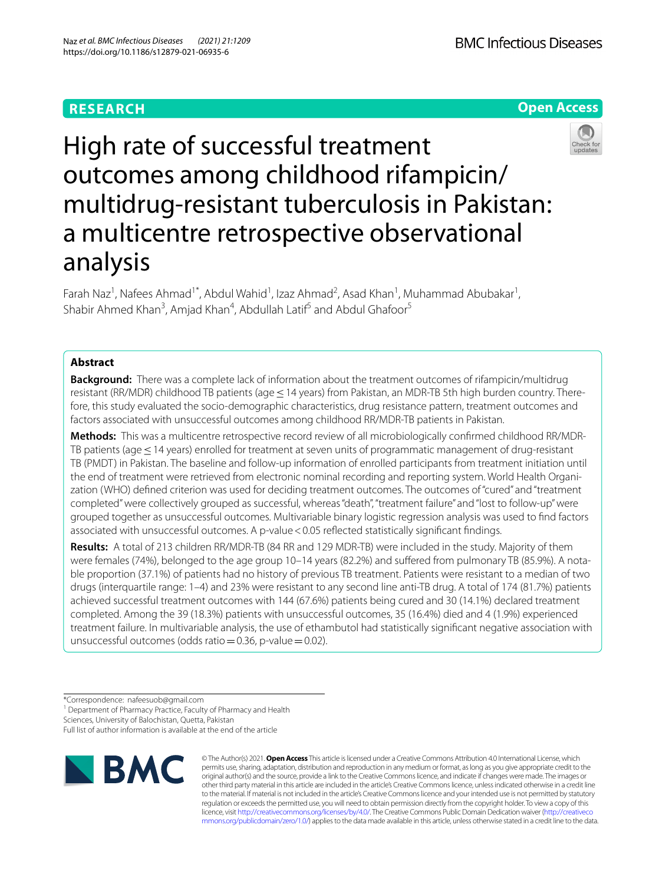RESEARCH

Open Access

# High rate of successful treatment outcomes among childhood rifampicin/multidrug-resistant tuberculosis in Pakistan: a multicentre retrospective observational analysis

Farah Naz[1], Nafees Ahmad[1*], Abdul Wahid[1], Izaz Ahmad[2], Asad Khan[1], Muhammad Abubakar[1], Shabir Ahmed Khan[3], Amjad Khan[4], Abdullah Latif[5] and Abdul Ghafoor[5]

## Abstract

**Background:** There was a complete lack of information about the treatment outcomes of rifampicin/multidrug resistant (RR/MDR) childhood TB patients (age ≤ 14 years) from Pakistan, an MDR-TB 5th high burden country. Therefore, this study evaluated the socio-demographic characteristics, drug resistance pattern, treatment outcomes and factors associated with unsuccessful outcomes among childhood RR/MDR-TB patients in Pakistan.

**Methods:** This was a multicentre retrospective record review of all microbiologically confirmed childhood RR/MDR-TB patients (age ≤ 14 years) enrolled for treatment at seven units of programmatic management of drug-resistant TB (PMDT) in Pakistan. The baseline and follow-up information of enrolled participants from treatment initiation until the end of treatment were retrieved from electronic nominal recording and reporting system. World Health Organization (WHO) defined criterion was used for deciding treatment outcomes. The outcomes of "cured" and "treatment completed" were collectively grouped as successful, whereas "death", "treatment failure" and "lost to follow-up" were grouped together as unsuccessful outcomes. Multivariable binary logistic regression analysis was used to find factors associated with unsuccessful outcomes. A p-value < 0.05 reflected statistically significant findings.

**Results:** A total of 213 children RR/MDR-TB (84 RR and 129 MDR-TB) were included in the study. Majority of them were females (74%), belonged to the age group 10–14 years (82.2%) and suffered from pulmonary TB (85.9%). A notable proportion (37.1%) of patients had no history of previous TB treatment. Patients were resistant to a median of two drugs (interquartile range: 1–4) and 23% were resistant to any second line anti-TB drug. A total of 174 (81.7%) patients achieved successful treatment outcomes with 144 (67.6%) patients being cured and 30 (14.1%) declared treatment completed. Among the 39 (18.3%) patients with unsuccessful outcomes, 35 (16.4%) died and 4 (1.9%) experienced treatment failure. In multivariable analysis, the use of ethambutol had statistically significant negative association with unsuccessful outcomes (odds ratio = 0.36, p-value = 0.02).

*Correspondence: nafeesuob@gmail.com

[1] Department of Pharmacy Practice, Faculty of Pharmacy and Health Sciences, University of Balochistan, Quetta, Pakistan

Full list of author information is available at the end of the article

© The Author(s) 2021. **Open Access** This article is licensed under a Creative Commons Attribution 4.0 International License, which permits use, sharing, adaptation, distribution and reproduction in any medium or format, as long as you give appropriate credit to the original author(s) and the source, provide a link to the Creative Commons licence, and indicate if changes were made. The images or other third party material in this article are included in the article's Creative Commons licence, unless indicated otherwise in a credit line to the material. If material is not included in the article's Creative Commons licence and your intended use is not permitted by statutory regulation or exceeds the permitted use, you will need to obtain permission directly from the copyright holder. To view a copy of this licence, visit http://creativecommons.org/licenses/by/4.0/. The Creative Commons Public Domain Dedication waiver (http://creativecommons.org/publicdomain/zero/1.0/) applies to the data made available in this article, unless otherwise stated in a credit line to the data.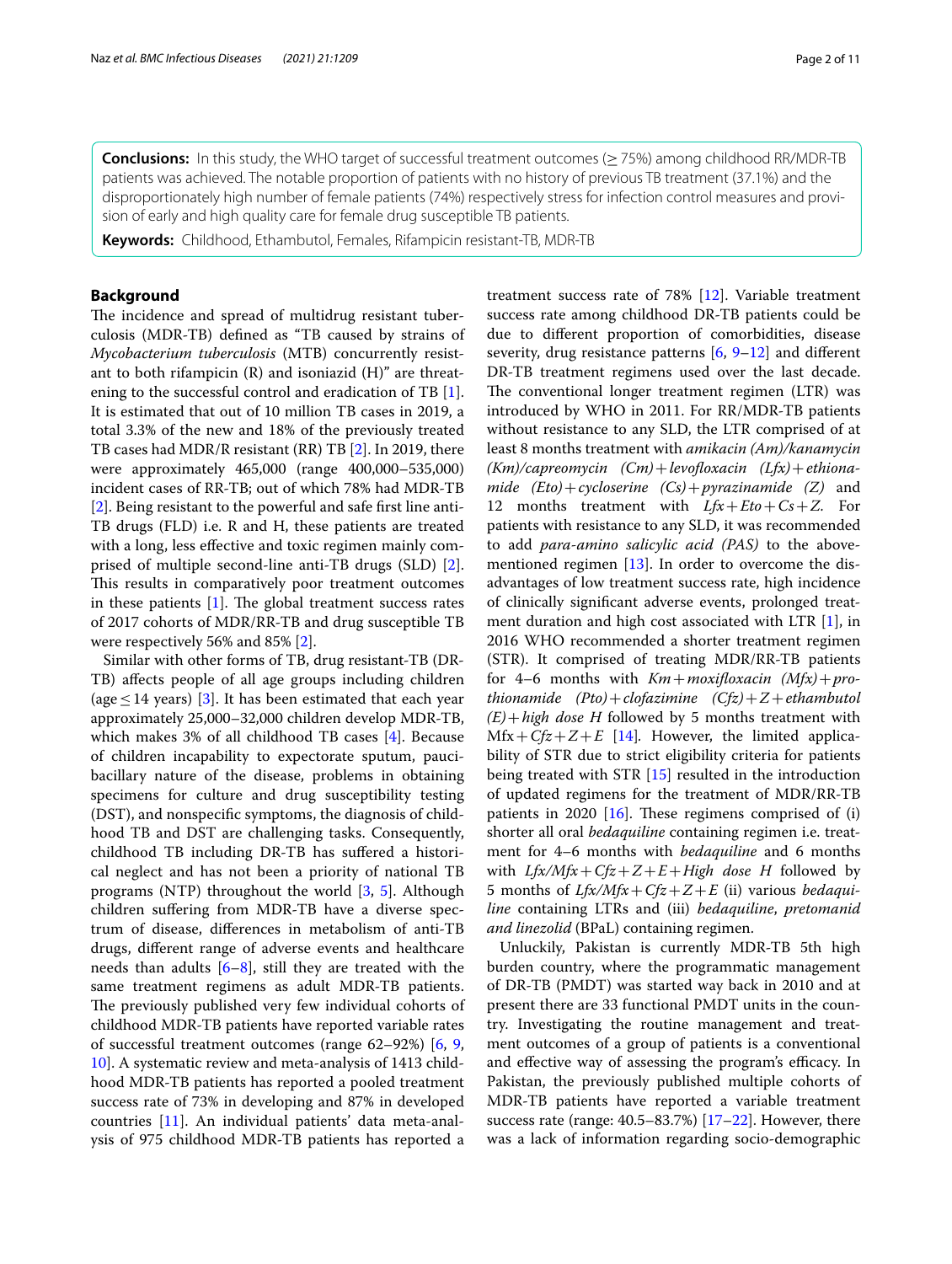**Conclusions:** In this study, the WHO target of successful treatment outcomes (≥ 75%) among childhood RR/MDR-TB patients was achieved. The notable proportion of patients with no history of previous TB treatment (37.1%) and the disproportionately high number of female patients (74%) respectively stress for infection control measures and provision of early and high quality care for female drug susceptible TB patients.

**Keywords:** Childhood, Ethambutol, Females, Rifampicin resistant-TB, MDR-TB

## Background

The incidence and spread of multidrug resistant tuberculosis (MDR-TB) defined as "TB caused by strains of *Mycobacterium tuberculosis* (MTB) concurrently resistant to both rifampicin (R) and isoniazid (H)" are threatening to the successful control and eradication of TB [1]. It is estimated that out of 10 million TB cases in 2019, a total 3.3% of the new and 18% of the previously treated TB cases had MDR/R resistant (RR) TB [2]. In 2019, there were approximately 465,000 (range 400,000–535,000) incident cases of RR-TB; out of which 78% had MDR-TB [2]. Being resistant to the powerful and safe first line anti-TB drugs (FLD) i.e. R and H, these patients are treated with a long, less effective and toxic regimen mainly comprised of multiple second-line anti-TB drugs (SLD) [2]. This results in comparatively poor treatment outcomes in these patients [1]. The global treatment success rates of 2017 cohorts of MDR/RR-TB and drug susceptible TB were respectively 56% and 85% [2].

Similar with other forms of TB, drug resistant-TB (DR-TB) affects people of all age groups including children (age ≤ 14 years) [3]. It has been estimated that each year approximately 25,000–32,000 children develop MDR-TB, which makes 3% of all childhood TB cases [4]. Because of children incapability to expectorate sputum, paucibacillary nature of the disease, problems in obtaining specimens for culture and drug susceptibility testing (DST), and nonspecific symptoms, the diagnosis of childhood TB and DST are challenging tasks. Consequently, childhood TB including DR-TB has suffered a historical neglect and has not been a priority of national TB programs (NTP) throughout the world [3, 5]. Although children suffering from MDR-TB have a diverse spectrum of disease, differences in metabolism of anti-TB drugs, different range of adverse events and healthcare needs than adults [6–8], still they are treated with the same treatment regimens as adult MDR-TB patients. The previously published very few individual cohorts of childhood MDR-TB patients have reported variable rates of successful treatment outcomes (range 62–92%) [6, 9, 10]. A systematic review and meta-analysis of 1413 childhood MDR-TB patients has reported a pooled treatment success rate of 73% in developing and 87% in developed countries [11]. An individual patients' data meta-analysis of 975 childhood MDR-TB patients has reported a treatment success rate of 78% [12]. Variable treatment success rate among childhood DR-TB patients could be due to different proportion of comorbidities, disease severity, drug resistance patterns [6, 9–12] and different DR-TB treatment regimens used over the last decade. The conventional longer treatment regimen (LTR) was introduced by WHO in 2011. For RR/MDR-TB patients without resistance to any SLD, the LTR comprised of at least 8 months treatment with *amikacin (Am)/kanamycin (Km)/capreomycin (Cm)+levofloxacin (Lfx)+ethionamide (Eto)+cycloserine (Cs)+pyrazinamide (Z)* and 12 months treatment with *Lfx+Eto+Cs+Z*. For patients with resistance to any SLD, it was recommended to add *para-amino salicylic acid (PAS)* to the above-mentioned regimen [13]. In order to overcome the disadvantages of low treatment success rate, high incidence of clinically significant adverse events, prolonged treatment duration and high cost associated with LTR [1], in 2016 WHO recommended a shorter treatment regimen (STR). It comprised of treating MDR/RR-TB patients for 4–6 months with *Km+moxifloxacin (Mfx)+prothionamide (Pto)+clofazimine (Cfz)+Z+ethambutol (E)+high dose H* followed by 5 months treatment with Mfx+*Cfz+Z+E* [14]. However, the limited applicability of STR due to strict eligibility criteria for patients being treated with STR [15] resulted in the introduction of updated regimens for the treatment of MDR/RR-TB patients in 2020 [16]. These regimens comprised of (i) shorter all oral *bedaquiline* containing regimen i.e. treatment for 4–6 months with *bedaquiline* and 6 months with *Lfx/Mfx+Cfz+Z+E+High dose H* followed by 5 months of *Lfx/Mfx+Cfz+Z+E* (ii) various *bedaquiline* containing LTRs and (iii) *bedaquiline*, *pretomanid and linezolid* (BPaL) containing regimen.

Unluckily, Pakistan is currently MDR-TB 5th high burden country, where the programmatic management of DR-TB (PMDT) was started way back in 2010 and at present there are 33 functional PMDT units in the country. Investigating the routine management and treatment outcomes of a group of patients is a conventional and effective way of assessing the program's efficacy. In Pakistan, the previously published multiple cohorts of MDR-TB patients have reported a variable treatment success rate (range: 40.5–83.7%) [17–22]. However, there was a lack of information regarding socio-demographic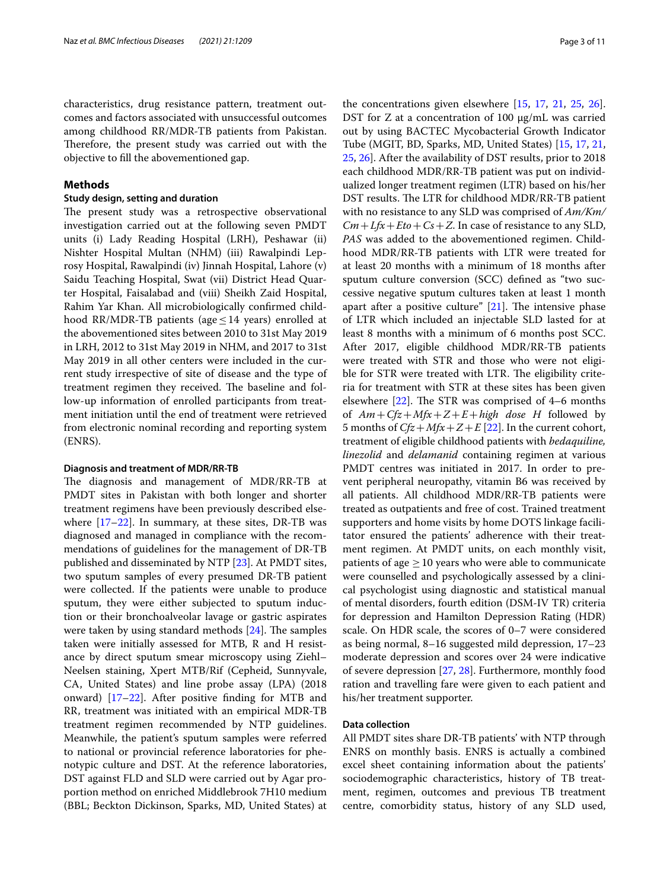characteristics, drug resistance pattern, treatment outcomes and factors associated with unsuccessful outcomes among childhood RR/MDR-TB patients from Pakistan. Therefore, the present study was carried out with the objective to fill the abovementioned gap.

## Methods

### Study design, setting and duration

The present study was a retrospective observational investigation carried out at the following seven PMDT units (i) Lady Reading Hospital (LRH), Peshawar (ii) Nishter Hospital Multan (NHM) (iii) Rawalpindi Leprosy Hospital, Rawalpindi (iv) Jinnah Hospital, Lahore (v) Saidu Teaching Hospital, Swat (vii) District Head Quarter Hospital, Faisalabad and (viii) Sheikh Zaid Hospital, Rahim Yar Khan. All microbiologically confirmed childhood RR/MDR-TB patients (age ≤ 14 years) enrolled at the abovementioned sites between 2010 to 31st May 2019 in LRH, 2012 to 31st May 2019 in NHM, and 2017 to 31st May 2019 in all other centers were included in the current study irrespective of site of disease and the type of treatment regimen they received. The baseline and follow-up information of enrolled participants from treatment initiation until the end of treatment were retrieved from electronic nominal recording and reporting system (ENRS).

#### Diagnosis and treatment of MDR/RR-TB

The diagnosis and management of MDR/RR-TB at PMDT sites in Pakistan with both longer and shorter treatment regimens have been previously described elsewhere [17–22]. In summary, at these sites, DR-TB was diagnosed and managed in compliance with the recommendations of guidelines for the management of DR-TB published and disseminated by NTP [23]. At PMDT sites, two sputum samples of every presumed DR-TB patient were collected. If the patients were unable to produce sputum, they were either subjected to sputum induction or their bronchoalveolar lavage or gastric aspirates were taken by using standard methods [24]. The samples taken were initially assessed for MTB, R and H resistance by direct sputum smear microscopy using Ziehl–Neelsen staining, Xpert MTB/Rif (Cepheid, Sunnyvale, CA, United States) and line probe assay (LPA) (2018 onward) [17–22]. After positive finding for MTB and RR, treatment was initiated with an empirical MDR-TB treatment regimen recommended by NTP guidelines. Meanwhile, the patient's sputum samples were referred to national or provincial reference laboratories for phenotypic culture and DST. At the reference laboratories, DST against FLD and SLD were carried out by Agar proportion method on enriched Middlebrook 7H10 medium (BBL; Beckton Dickinson, Sparks, MD, United States) at the concentrations given elsewhere [15, 17, 21, 25, 26]. DST for Z at a concentration of 100 μg/mL was carried out by using BACTEC Mycobacterial Growth Indicator Tube (MGIT, BD, Sparks, MD, United States) [15, 17, 21, 25, 26]. After the availability of DST results, prior to 2018 each childhood MDR/RR-TB patient was put on individualized longer treatment regimen (LTR) based on his/her DST results. The LTR for childhood MDR/RR-TB patient with no resistance to any SLD was comprised of *Am/Km/Cm + Lfx + Eto + Cs + Z*. In case of resistance to any SLD, *PAS* was added to the abovementioned regimen. Childhood MDR/RR-TB patients with LTR were treated for at least 20 months with a minimum of 18 months after sputum culture conversion (SCC) defined as "two successive negative sputum cultures taken at least 1 month apart after a positive culture" [21]. The intensive phase of LTR which included an injectable SLD lasted for at least 8 months with a minimum of 6 months post SCC. After 2017, eligible childhood MDR/RR-TB patients were treated with STR and those who were not eligible for STR were treated with LTR. The eligibility criteria for treatment with STR at these sites has been given elsewhere [22]. The STR was comprised of 4–6 months of *Am + Cfz + Mfx + Z + E + high dose H* followed by 5 months of *Cfz + Mfx + Z + E* [22]. In the current cohort, treatment of eligible childhood patients with *bedaquiline, linezolid* and *delamanid* containing regimen at various PMDT centres was initiated in 2017. In order to prevent peripheral neuropathy, vitamin B6 was received by all patients. All childhood MDR/RR-TB patients were treated as outpatients and free of cost. Trained treatment supporters and home visits by home DOTS linkage facilitator ensured the patients' adherence with their treatment regimen. At PMDT units, on each monthly visit, patients of age ≥ 10 years who were able to communicate were counselled and psychologically assessed by a clinical psychologist using diagnostic and statistical manual of mental disorders, fourth edition (DSM-IV TR) criteria for depression and Hamilton Depression Rating (HDR) scale. On HDR scale, the scores of 0–7 were considered as being normal, 8–16 suggested mild depression, 17–23 moderate depression and scores over 24 were indicative of severe depression [27, 28]. Furthermore, monthly food ration and travelling fare were given to each patient and his/her treatment supporter.

### Data collection

All PMDT sites share DR-TB patients' with NTP through ENRS on monthly basis. ENRS is actually a combined excel sheet containing information about the patients' sociodemographic characteristics, history of TB treatment, regimen, outcomes and previous TB treatment centre, comorbidity status, history of any SLD used,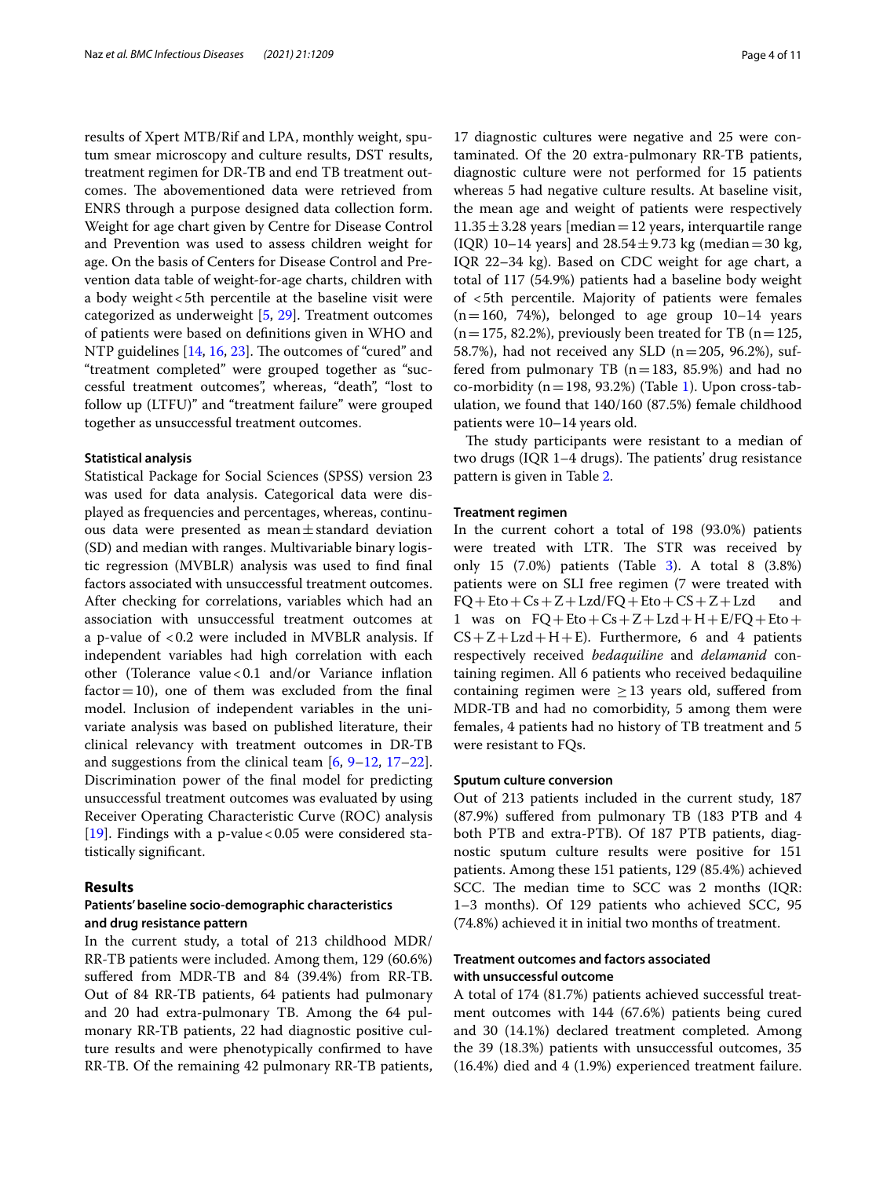results of Xpert MTB/Rif and LPA, monthly weight, sputum smear microscopy and culture results, DST results, treatment regimen for DR-TB and end TB treatment outcomes. The abovementioned data were retrieved from ENRS through a purpose designed data collection form. Weight for age chart given by Centre for Disease Control and Prevention was used to assess children weight for age. On the basis of Centers for Disease Control and Prevention data table of weight-for-age charts, children with a body weight < 5th percentile at the baseline visit were categorized as underweight [5, 29]. Treatment outcomes of patients were based on definitions given in WHO and NTP guidelines [14, 16, 23]. The outcomes of "cured" and "treatment completed" were grouped together as "successful treatment outcomes", whereas, "death", "lost to follow up (LTFU)" and "treatment failure" were grouped together as unsuccessful treatment outcomes.

#### Statistical analysis

Statistical Package for Social Sciences (SPSS) version 23 was used for data analysis. Categorical data were displayed as frequencies and percentages, whereas, continuous data were presented as mean ± standard deviation (SD) and median with ranges. Multivariable binary logistic regression (MVBLR) analysis was used to find final factors associated with unsuccessful treatment outcomes. After checking for correlations, variables which had an association with unsuccessful treatment outcomes at a p-value of < 0.2 were included in MVBLR analysis. If independent variables had high correlation with each other (Tolerance value < 0.1 and/or Variance inflation factor = 10), one of them was excluded from the final model. Inclusion of independent variables in the univariate analysis was based on published literature, their clinical relevancy with treatment outcomes in DR-TB and suggestions from the clinical team [6, 9–12, 17–22]. Discrimination power of the final model for predicting unsuccessful treatment outcomes was evaluated by using Receiver Operating Characteristic Curve (ROC) analysis [19]. Findings with a p-value < 0.05 were considered statistically significant.

## Results

#### Patients' baseline socio-demographic characteristics and drug resistance pattern

In the current study, a total of 213 childhood MDR/RR-TB patients were included. Among them, 129 (60.6%) suffered from MDR-TB and 84 (39.4%) from RR-TB. Out of 84 RR-TB patients, 64 patients had pulmonary and 20 had extra-pulmonary TB. Among the 64 pulmonary RR-TB patients, 22 had diagnostic positive culture results and were phenotypically confirmed to have RR-TB. Of the remaining 42 pulmonary RR-TB patients, 17 diagnostic cultures were negative and 25 were contaminated. Of the 20 extra-pulmonary RR-TB patients, diagnostic culture were not performed for 15 patients whereas 5 had negative culture results. At baseline visit, the mean age and weight of patients were respectively 11.35 ± 3.28 years [median = 12 years, interquartile range (IQR) 10–14 years] and 28.54 ± 9.73 kg (median = 30 kg, IQR 22–34 kg). Based on CDC weight for age chart, a total of 117 (54.9%) patients had a baseline body weight of < 5th percentile. Majority of patients were females (n = 160, 74%), belonged to age group 10–14 years (n = 175, 82.2%), previously been treated for TB (n = 125, 58.7%), had not received any SLD (n = 205, 96.2%), suffered from pulmonary TB (n = 183, 85.9%) and had no co-morbidity (n = 198, 93.2%) (Table 1). Upon cross-tabulation, we found that 140/160 (87.5%) female childhood patients were 10–14 years old.

The study participants were resistant to a median of two drugs (IQR 1–4 drugs). The patients' drug resistance pattern is given in Table 2.

#### Treatment regimen

In the current cohort a total of 198 (93.0%) patients were treated with LTR. The STR was received by only 15 (7.0%) patients (Table 3). A total 8 (3.8%) patients were on SLI free regimen (7 were treated with FQ + Eto + Cs + Z + Lzd/FQ + Eto + CS + Z + Lzd and 1 was on FQ + Eto + Cs + Z + Lzd + H + E/FQ + Eto + CS + Z + Lzd + H + E). Furthermore, 6 and 4 patients respectively received *bedaquiline* and *delamanid* containing regimen. All 6 patients who received bedaquiline containing regimen were ≥ 13 years old, suffered from MDR-TB and had no comorbidity, 5 among them were females, 4 patients had no history of TB treatment and 5 were resistant to FQs.

#### Sputum culture conversion

Out of 213 patients included in the current study, 187 (87.9%) suffered from pulmonary TB (183 PTB and 4 both PTB and extra-PTB). Of 187 PTB patients, diagnostic sputum culture results were positive for 151 patients. Among these 151 patients, 129 (85.4%) achieved SCC. The median time to SCC was 2 months (IQR: 1–3 months). Of 129 patients who achieved SCC, 95 (74.8%) achieved it in initial two months of treatment.

#### Treatment outcomes and factors associated with unsuccessful outcome

A total of 174 (81.7%) patients achieved successful treatment outcomes with 144 (67.6%) patients being cured and 30 (14.1%) declared treatment completed. Among the 39 (18.3%) patients with unsuccessful outcomes, 35 (16.4%) died and 4 (1.9%) experienced treatment failure.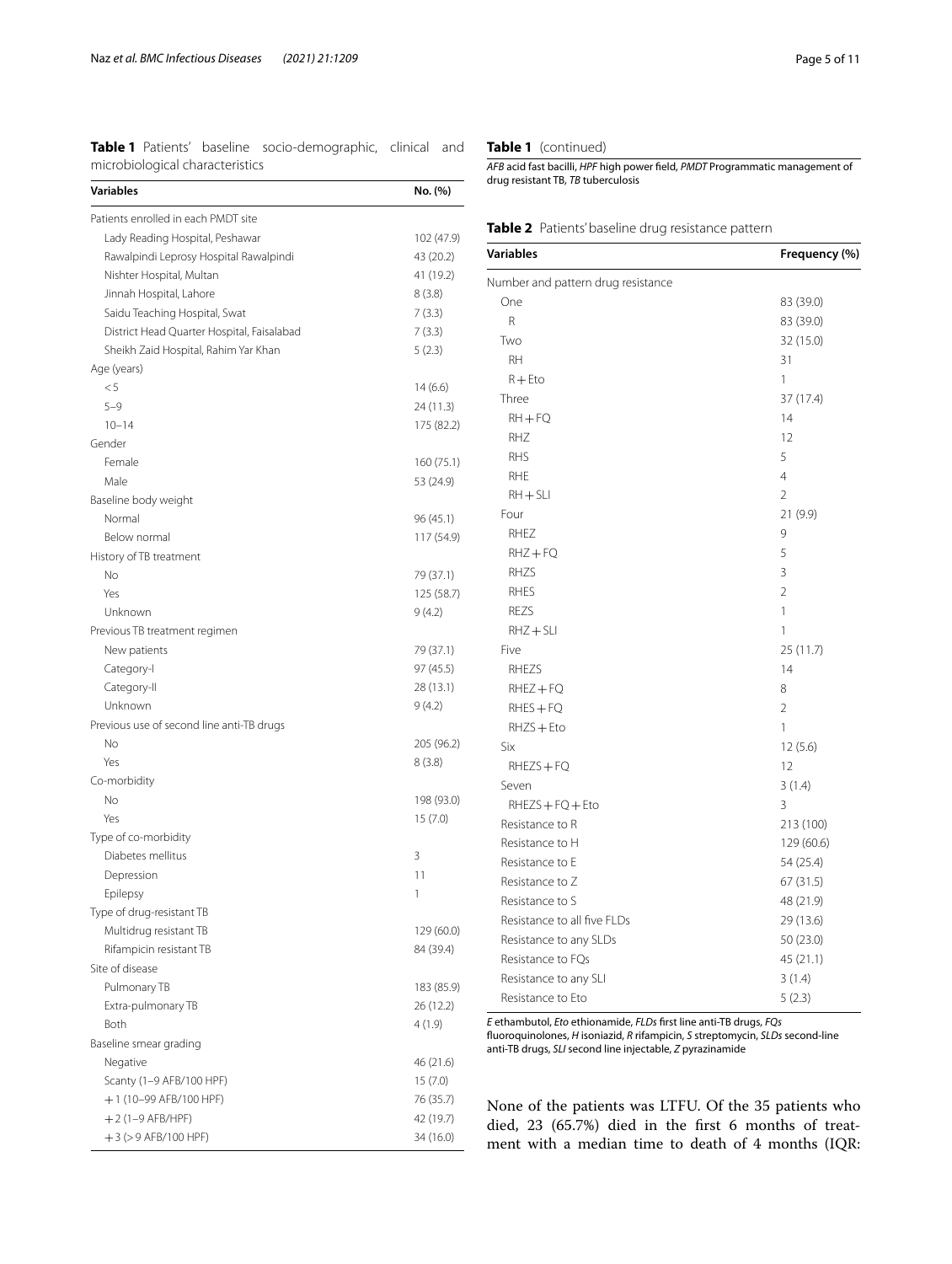**Table 1** Patients' baseline socio-demographic, clinical and microbiological characteristics

| Variables | No. (%) |
|---|---|
| Patients enrolled in each PMDT site | |
| Lady Reading Hospital, Peshawar | 102 (47.9) |
| Rawalpindi Leprosy Hospital Rawalpindi | 43 (20.2) |
| Nishter Hospital, Multan | 41 (19.2) |
| Jinnah Hospital, Lahore | 8 (3.8) |
| Saidu Teaching Hospital, Swat | 7 (3.3) |
| District Head Quarter Hospital, Faisalabad | 7 (3.3) |
| Sheikh Zaid Hospital, Rahim Yar Khan | 5 (2.3) |
| Age (years) | |
| < 5 | 14 (6.6) |
| 5–9 | 24 (11.3) |
| 10–14 | 175 (82.2) |
| Gender | |
| Female | 160 (75.1) |
| Male | 53 (24.9) |
| Baseline body weight | |
| Normal | 96 (45.1) |
| Below normal | 117 (54.9) |
| History of TB treatment | |
| No | 79 (37.1) |
| Yes | 125 (58.7) |
| Unknown | 9 (4.2) |
| Previous TB treatment regimen | |
| New patients | 79 (37.1) |
| Category-I | 97 (45.5) |
| Category-II | 28 (13.1) |
| Unknown | 9 (4.2) |
| Previous use of second line anti-TB drugs | |
| No | 205 (96.2) |
| Yes | 8 (3.8) |
| Co-morbidity | |
| No | 198 (93.0) |
| Yes | 15 (7.0) |
| Type of co-morbidity | |
| Diabetes mellitus | 3 |
| Depression | 11 |
| Epilepsy | 1 |
| Type of drug-resistant TB | |
| Multidrug resistant TB | 129 (60.0) |
| Rifampicin resistant TB | 84 (39.4) |
| Site of disease | |
| Pulmonary TB | 183 (85.9) |
| Extra-pulmonary TB | 26 (12.2) |
| Both | 4 (1.9) |
| Baseline smear grading | |
| Negative | 46 (21.6) |
| Scanty (1–9 AFB/100 HPF) | 15 (7.0) |
| +1 (10–99 AFB/100 HPF) | 76 (35.7) |
| +2 (1–9 AFB/HPF) | 42 (19.7) |
| +3 (> 9 AFB/100 HPF) | 34 (16.0) |

*AFB* acid fast bacilli, *HPF* high power field, *PMDT* Programmatic management of drug resistant TB, *TB* tuberculosis

**Table 2** Patients' baseline drug resistance pattern

| Variables | Frequency (%) |
|---|---|
| Number and pattern drug resistance | |
| One | 83 (39.0) |
| R | 83 (39.0) |
| Two | 32 (15.0) |
| RH | 31 |
| R + Eto | 1 |
| Three | 37 (17.4) |
| RH + FQ | 14 |
| RHZ | 12 |
| RHS | 5 |
| RHE | 4 |
| RH + SLI | 2 |
| Four | 21 (9.9) |
| RHEZ | 9 |
| RHZ + FQ | 5 |
| RHZS | 3 |
| RHES | 2 |
| REZS | 1 |
| RHZ + SLI | 1 |
| Five | 25 (11.7) |
| RHEZS | 14 |
| RHEZ + FQ | 8 |
| RHES + FQ | 2 |
| RHZS + Eto | 1 |
| Six | 12 (5.6) |
| RHEZS + FQ | 12 |
| Seven | 3 (1.4) |
| RHEZS + FQ + Eto | 3 |
| Resistance to R | 213 (100) |
| Resistance to H | 129 (60.6) |
| Resistance to E | 54 (25.4) |
| Resistance to Z | 67 (31.5) |
| Resistance to S | 48 (21.9) |
| Resistance to all five FLDs | 29 (13.6) |
| Resistance to any SLDs | 50 (23.0) |
| Resistance to FQs | 45 (21.1) |
| Resistance to any SLI | 3 (1.4) |
| Resistance to Eto | 5 (2.3) |

*E* ethambutol, *Eto* ethionamide, *FLDs* first line anti-TB drugs, *FQs* fluoroquinolones, *H* isoniazid, *R* rifampicin, *S* streptomycin, *SLDs* second-line anti-TB drugs, *SLI* second line injectable, *Z* pyrazinamide

None of the patients was LTFU. Of the 35 patients who died, 23 (65.7%) died in the first 6 months of treatment with a median time to death of 4 months (IQR: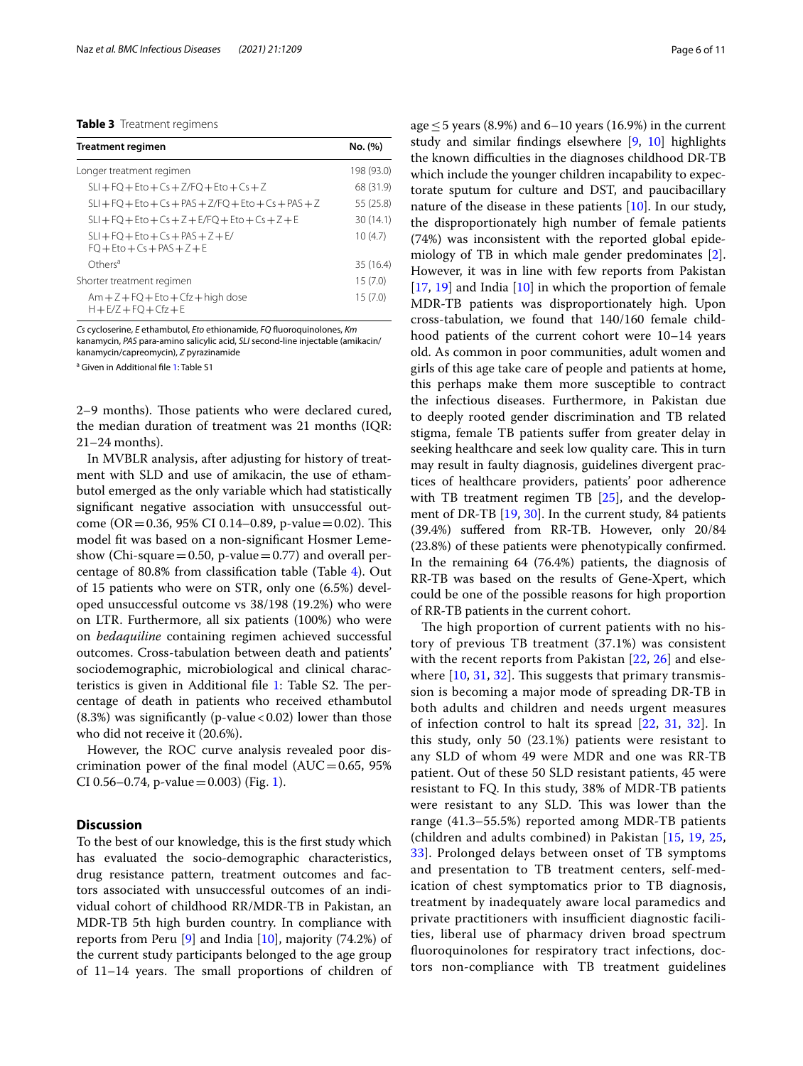**Table 3** Treatment regimens

| Treatment regimen | No. (%) |
|---|---|
| Longer treatment regimen | 198 (93.0) |
| SLI + FQ + Eto + Cs + Z/FQ + Eto + Cs + Z | 68 (31.9) |
| SLI + FQ + Eto + Cs + PAS + Z/FQ + Eto + Cs + PAS + Z | 55 (25.8) |
| SLI + FQ + Eto + Cs + Z + E/FQ + Eto + Cs + Z + E | 30 (14.1) |
| SLI + FQ + Eto + Cs + PAS + Z + E/ FQ + Eto + Cs + PAS + Z + E | 10 (4.7) |
| Others[a] | 35 (16.4) |
| Shorter treatment regimen | 15 (7.0) |
| Am + Z + FQ + Eto + Cfz + high dose H + E/Z + FQ + Cfz + E | 15 (7.0) |

*Cs* cycloserine, *E* ethambutol, *Eto* ethionamide, *FQ* fluoroquinolones, *Km* kanamycin, *PAS* para-amino salicylic acid, *SLI* second-line injectable (amikacin/kanamycin/capreomycin), *Z* pyrazinamide

[a] Given in Additional file 1: Table S1

2–9 months). Those patients who were declared cured, the median duration of treatment was 21 months (IQR: 21–24 months).

In MVBLR analysis, after adjusting for history of treatment with SLD and use of amikacin, the use of ethambutol emerged as the only variable which had statistically significant negative association with unsuccessful outcome (OR = 0.36, 95% CI 0.14–0.89, p-value = 0.02). This model fit was based on a non-significant Hosmer Lemeshow (Chi-square = 0.50, p-value = 0.77) and overall percentage of 80.8% from classification table (Table 4). Out of 15 patients who were on STR, only one (6.5%) developed unsuccessful outcome vs 38/198 (19.2%) who were on LTR. Furthermore, all six patients (100%) who were on *bedaquiline* containing regimen achieved successful outcomes. Cross-tabulation between death and patients' sociodemographic, microbiological and clinical characteristics is given in Additional file 1: Table S2. The percentage of death in patients who received ethambutol (8.3%) was significantly (p-value < 0.02) lower than those who did not receive it (20.6%).

However, the ROC curve analysis revealed poor discrimination power of the final model (AUC = 0.65, 95% CI 0.56–0.74, p-value = 0.003) (Fig. 1).

## Discussion

To the best of our knowledge, this is the first study which has evaluated the socio-demographic characteristics, drug resistance pattern, treatment outcomes and factors associated with unsuccessful outcomes of an individual cohort of childhood RR/MDR-TB in Pakistan, an MDR-TB 5th high burden country. In compliance with reports from Peru [9] and India [10], majority (74.2%) of the current study participants belonged to the age group of 11–14 years. The small proportions of children of age ≤ 5 years (8.9%) and 6–10 years (16.9%) in the current study and similar findings elsewhere [9, 10] highlights the known difficulties in the diagnoses childhood DR-TB which include the younger children incapability to expectorate sputum for culture and DST, and paucibacillary nature of the disease in these patients [10]. In our study, the disproportionately high number of female patients (74%) was inconsistent with the reported global epidemiology of TB in which male gender predominates [2]. However, it was in line with few reports from Pakistan [17, 19] and India [10] in which the proportion of female MDR-TB patients was disproportionately high. Upon cross-tabulation, we found that 140/160 female childhood patients of the current cohort were 10–14 years old. As common in poor communities, adult women and girls of this age take care of people and patients at home, this perhaps make them more susceptible to contract the infectious diseases. Furthermore, in Pakistan due to deeply rooted gender discrimination and TB related stigma, female TB patients suffer from greater delay in seeking healthcare and seek low quality care. This in turn may result in faulty diagnosis, guidelines divergent practices of healthcare providers, patients' poor adherence with TB treatment regimen TB [25], and the development of DR-TB [19, 30]. In the current study, 84 patients (39.4%) suffered from RR-TB. However, only 20/84 (23.8%) of these patients were phenotypically confirmed. In the remaining 64 (76.4%) patients, the diagnosis of RR-TB was based on the results of Gene-Xpert, which could be one of the possible reasons for high proportion of RR-TB patients in the current cohort.

The high proportion of current patients with no history of previous TB treatment (37.1%) was consistent with the recent reports from Pakistan [22, 26] and elsewhere [10, 31, 32]. This suggests that primary transmission is becoming a major mode of spreading DR-TB in both adults and children and needs urgent measures of infection control to halt its spread [22, 31, 32]. In this study, only 50 (23.1%) patients were resistant to any SLD of whom 49 were MDR and one was RR-TB patient. Out of these 50 SLD resistant patients, 45 were resistant to FQ. In this study, 38% of MDR-TB patients were resistant to any SLD. This was lower than the range (41.3–55.5%) reported among MDR-TB patients (children and adults combined) in Pakistan [15, 19, 25, 33]. Prolonged delays between onset of TB symptoms and presentation to TB treatment centers, self-medication of chest symptomatics prior to TB diagnosis, treatment by inadequately aware local paramedics and private practitioners with insufficient diagnostic facilities, liberal use of pharmacy driven broad spectrum fluoroquinolones for respiratory tract infections, doctors non-compliance with TB treatment guidelines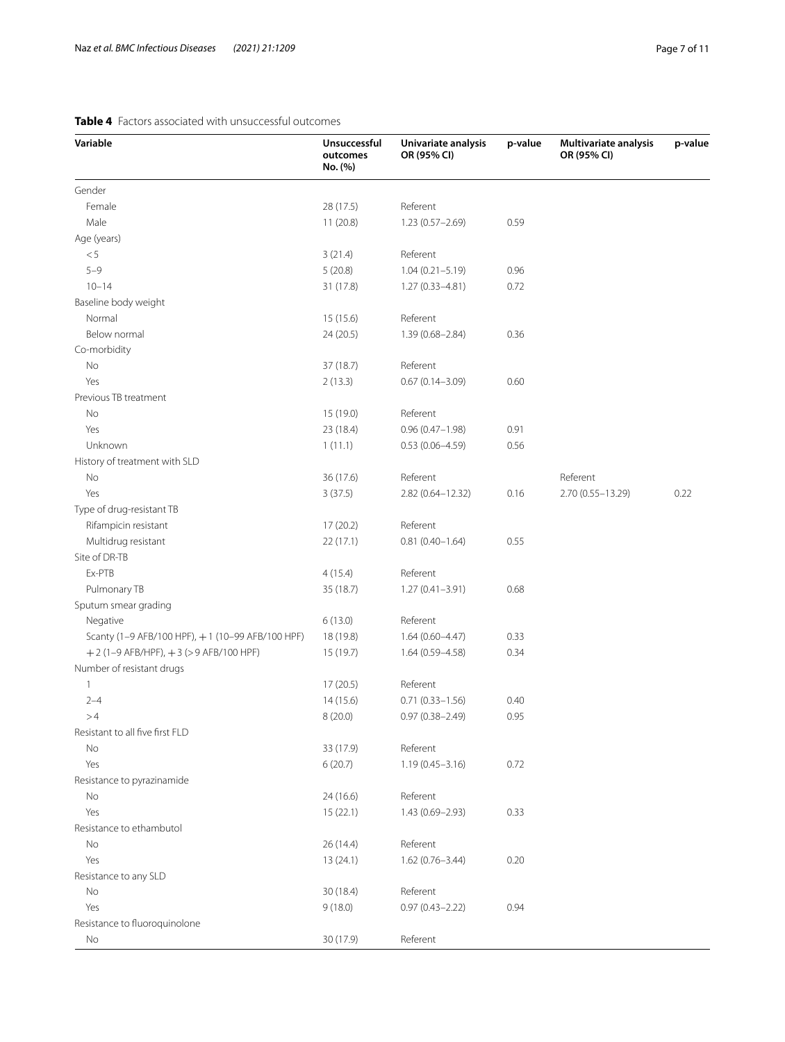**Table 4** Factors associated with unsuccessful outcomes

| Variable | Unsuccessful outcomes No. (%) | Univariate analysis OR (95% CI) | p-value | Multivariate analysis OR (95% CI) | p-value |
|---|---|---|---|---|---|
| Gender | | | | | |
| Female | 28 (17.5) | Referent | | | |
| Male | 11 (20.8) | 1.23 (0.57–2.69) | 0.59 | | |
| Age (years) | | | | | |
| < 5 | 3 (21.4) | Referent | | | |
| 5–9 | 5 (20.8) | 1.04 (0.21–5.19) | 0.96 | | |
| 10–14 | 31 (17.8) | 1.27 (0.33–4.81) | 0.72 | | |
| Baseline body weight | | | | | |
| Normal | 15 (15.6) | Referent | | | |
| Below normal | 24 (20.5) | 1.39 (0.68–2.84) | 0.36 | | |
| Co-morbidity | | | | | |
| No | 37 (18.7) | Referent | | | |
| Yes | 2 (13.3) | 0.67 (0.14–3.09) | 0.60 | | |
| Previous TB treatment | | | | | |
| No | 15 (19.0) | Referent | | | |
| Yes | 23 (18.4) | 0.96 (0.47–1.98) | 0.91 | | |
| Unknown | 1 (11.1) | 0.53 (0.06–4.59) | 0.56 | | |
| History of treatment with SLD | | | | | |
| No | 36 (17.6) | Referent | | Referent | |
| Yes | 3 (37.5) | 2.82 (0.64–12.32) | 0.16 | 2.70 (0.55–13.29) | 0.22 |
| Type of drug-resistant TB | | | | | |
| Rifampicin resistant | 17 (20.2) | Referent | | | |
| Multidrug resistant | 22 (17.1) | 0.81 (0.40–1.64) | 0.55 | | |
| Site of DR-TB | | | | | |
| Ex-PTB | 4 (15.4) | Referent | | | |
| Pulmonary TB | 35 (18.7) | 1.27 (0.41–3.91) | 0.68 | | |
| Sputum smear grading | | | | | |
| Negative | 6 (13.0) | Referent | | | |
| Scanty (1–9 AFB/100 HPF), +1 (10–99 AFB/100 HPF) | 18 (19.8) | 1.64 (0.60–4.47) | 0.33 | | |
| +2 (1–9 AFB/HPF), +3 (> 9 AFB/100 HPF) | 15 (19.7) | 1.64 (0.59–4.58) | 0.34 | | |
| Number of resistant drugs | | | | | |
| 1 | 17 (20.5) | Referent | | | |
| 2–4 | 14 (15.6) | 0.71 (0.33–1.56) | 0.40 | | |
| > 4 | 8 (20.0) | 0.97 (0.38–2.49) | 0.95 | | |
| Resistant to all five first FLD | | | | | |
| No | 33 (17.9) | Referent | | | |
| Yes | 6 (20.7) | 1.19 (0.45–3.16) | 0.72 | | |
| Resistance to pyrazinamide | | | | | |
| No | 24 (16.6) | Referent | | | |
| Yes | 15 (22.1) | 1.43 (0.69–2.93) | 0.33 | | |
| Resistance to ethambutol | | | | | |
| No | 26 (14.4) | Referent | | | |
| Yes | 13 (24.1) | 1.62 (0.76–3.44) | 0.20 | | |
| Resistance to any SLD | | | | | |
| No | 30 (18.4) | Referent | | | |
| Yes | 9 (18.0) | 0.97 (0.43–2.22) | 0.94 | | |
| Resistance to fluoroquinolone | | | | | |
| No | 30 (17.9) | Referent | | | |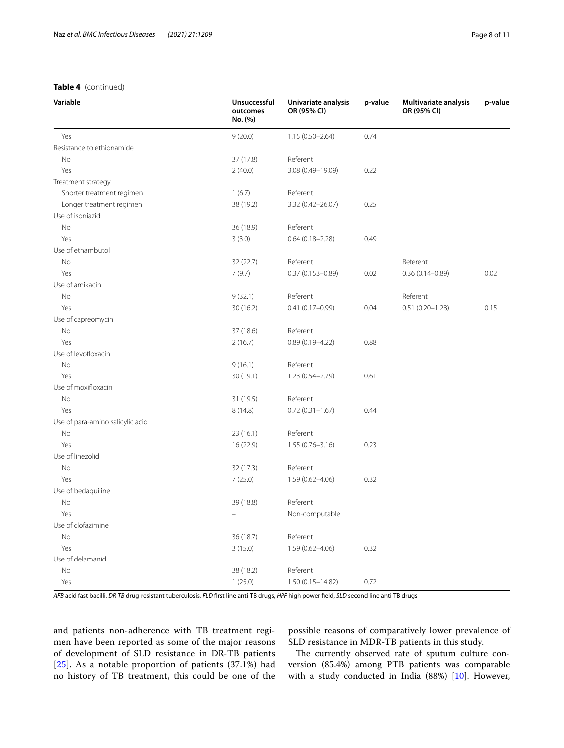**Table 4** (continued)

| Variable | Unsuccessful outcomes No. (%) | Univariate analysis OR (95% CI) | p-value | Multivariate analysis OR (95% CI) | p-value |
|---|---|---|---|---|---|
| Yes | 9 (20.0) | 1.15 (0.50–2.64) | 0.74 | | |
| Resistance to ethionamide | | | | | |
| No | 37 (17.8) | Referent | | | |
| Yes | 2 (40.0) | 3.08 (0.49–19.09) | 0.22 | | |
| Treatment strategy | | | | | |
| Shorter treatment regimen | 1 (6.7) | Referent | | | |
| Longer treatment regimen | 38 (19.2) | 3.32 (0.42–26.07) | 0.25 | | |
| Use of isoniazid | | | | | |
| No | 36 (18.9) | Referent | | | |
| Yes | 3 (3.0) | 0.64 (0.18–2.28) | 0.49 | | |
| Use of ethambutol | | | | | |
| No | 32 (22.7) | Referent | | Referent | |
| Yes | 7 (9.7) | 0.37 (0.153–0.89) | 0.02 | 0.36 (0.14–0.89) | 0.02 |
| Use of amikacin | | | | | |
| No | 9 (32.1) | Referent | | Referent | |
| Yes | 30 (16.2) | 0.41 (0.17–0.99) | 0.04 | 0.51 (0.20–1.28) | 0.15 |
| Use of capreomycin | | | | | |
| No | 37 (18.6) | Referent | | | |
| Yes | 2 (16.7) | 0.89 (0.19–4.22) | 0.88 | | |
| Use of levofloxacin | | | | | |
| No | 9 (16.1) | Referent | | | |
| Yes | 30 (19.1) | 1.23 (0.54–2.79) | 0.61 | | |
| Use of moxifloxacin | | | | | |
| No | 31 (19.5) | Referent | | | |
| Yes | 8 (14.8) | 0.72 (0.31–1.67) | 0.44 | | |
| Use of para-amino salicylic acid | | | | | |
| No | 23 (16.1) | Referent | | | |
| Yes | 16 (22.9) | 1.55 (0.76–3.16) | 0.23 | | |
| Use of linezolid | | | | | |
| No | 32 (17.3) | Referent | | | |
| Yes | 7 (25.0) | 1.59 (0.62–4.06) | 0.32 | | |
| Use of bedaquiline | | | | | |
| No | 39 (18.8) | Referent | | | |
| Yes | – | Non-computable | | | |
| Use of clofazimine | | | | | |
| No | 36 (18.7) | Referent | | | |
| Yes | 3 (15.0) | 1.59 (0.62–4.06) | 0.32 | | |
| Use of delamanid | | | | | |
| No | 38 (18.2) | Referent | | | |
| Yes | 1 (25.0) | 1.50 (0.15–14.82) | 0.72 | | |

*AFB* acid fast bacilli, *DR-TB* drug-resistant tuberculosis, *FLD* first line anti-TB drugs, *HPF* high power field, *SLD* second line anti-TB drugs

and patients non-adherence with TB treatment regimen have been reported as some of the major reasons of development of SLD resistance in DR-TB patients [25]. As a notable proportion of patients (37.1%) had no history of TB treatment, this could be one of the possible reasons of comparatively lower prevalence of SLD resistance in MDR-TB patients in this study.

The currently observed rate of sputum culture conversion (85.4%) among PTB patients was comparable with a study conducted in India (88%) [10]. However,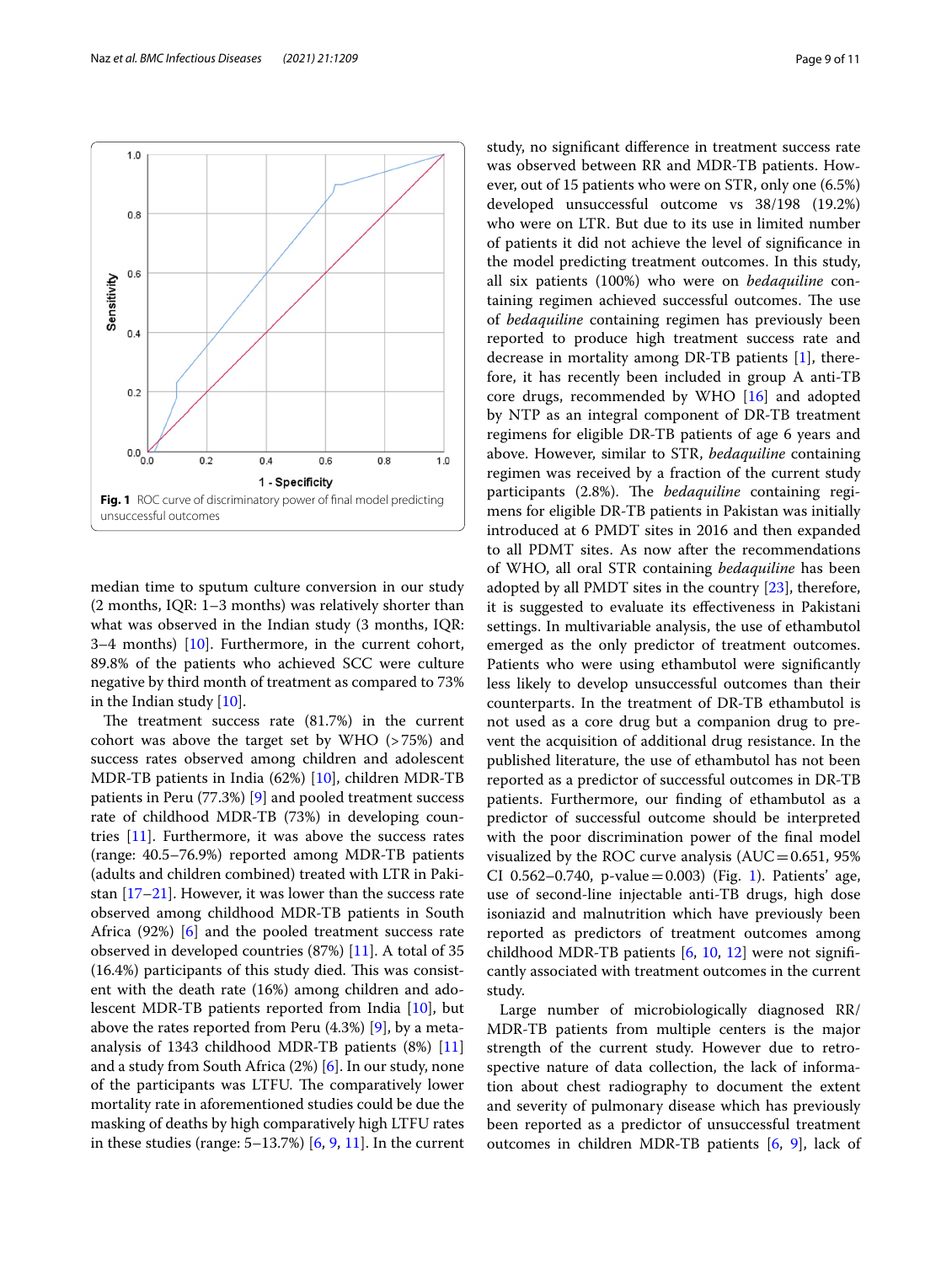Fig. 1 ROC curve of discriminatory power of final model predicting unsuccessful outcomes

median time to sputum culture conversion in our study (2 months, IQR: 1–3 months) was relatively shorter than what was observed in the Indian study (3 months, IQR: 3–4 months) [10]. Furthermore, in the current cohort, 89.8% of the patients who achieved SCC were culture negative by third month of treatment as compared to 73% in the Indian study [10].

The treatment success rate (81.7%) in the current cohort was above the target set by WHO (>75%) and success rates observed among children and adolescent MDR-TB patients in India (62%) [10], children MDR-TB patients in Peru (77.3%) [9] and pooled treatment success rate of childhood MDR-TB (73%) in developing countries [11]. Furthermore, it was above the success rates (range: 40.5–76.9%) reported among MDR-TB patients (adults and children combined) treated with LTR in Pakistan [17–21]. However, it was lower than the success rate observed among childhood MDR-TB patients in South Africa (92%) [6] and the pooled treatment success rate observed in developed countries (87%) [11]. A total of 35 (16.4%) participants of this study died. This was consistent with the death rate (16%) among children and adolescent MDR-TB patients reported from India [10], but above the rates reported from Peru (4.3%) [9], by a meta-analysis of 1343 childhood MDR-TB patients (8%) [11] and a study from South Africa (2%) [6]. In our study, none of the participants was LTFU. The comparatively lower mortality rate in aforementioned studies could be due the masking of deaths by high comparatively high LTFU rates in these studies (range: 5–13.7%) [6, 9, 11]. In the current study, no significant difference in treatment success rate was observed between RR and MDR-TB patients. However, out of 15 patients who were on STR, only one (6.5%) developed unsuccessful outcome vs 38/198 (19.2%) who were on LTR. But due to its use in limited number of patients it did not achieve the level of significance in the model predicting treatment outcomes. In this study, all six patients (100%) who were on *bedaquiline* containing regimen achieved successful outcomes. The use of *bedaquiline* containing regimen has previously been reported to produce high treatment success rate and decrease in mortality among DR-TB patients [1], therefore, it has recently been included in group A anti-TB core drugs, recommended by WHO [16] and adopted by NTP as an integral component of DR-TB treatment regimens for eligible DR-TB patients of age 6 years and above. However, similar to STR, *bedaquiline* containing regimen was received by a fraction of the current study participants (2.8%). The *bedaquiline* containing regimens for eligible DR-TB patients in Pakistan was initially introduced at 6 PMDT sites in 2016 and then expanded to all PDMT sites. As now after the recommendations of WHO, all oral STR containing *bedaquiline* has been adopted by all PMDT sites in the country [23], therefore, it is suggested to evaluate its effectiveness in Pakistani settings. In multivariable analysis, the use of ethambutol emerged as the only predictor of treatment outcomes. Patients who were using ethambutol were significantly less likely to develop unsuccessful outcomes than their counterparts. In the treatment of DR-TB ethambutol is not used as a core drug but a companion drug to prevent the acquisition of additional drug resistance. In the published literature, the use of ethambutol has not been reported as a predictor of successful outcomes in DR-TB patients. Furthermore, our finding of ethambutol as a predictor of successful outcome should be interpreted with the poor discrimination power of the final model visualized by the ROC curve analysis (AUC = 0.651, 95% CI 0.562–0.740, p-value = 0.003) (Fig. 1). Patients' age, use of second-line injectable anti-TB drugs, high dose isoniazid and malnutrition which have previously been reported as predictors of treatment outcomes among childhood MDR-TB patients [6, 10, 12] were not significantly associated with treatment outcomes in the current study.

Large number of microbiologically diagnosed RR/MDR-TB patients from multiple centers is the major strength of the current study. However due to retrospective nature of data collection, the lack of information about chest radiography to document the extent and severity of pulmonary disease which has previously been reported as a predictor of unsuccessful treatment outcomes in children MDR-TB patients [6, 9], lack of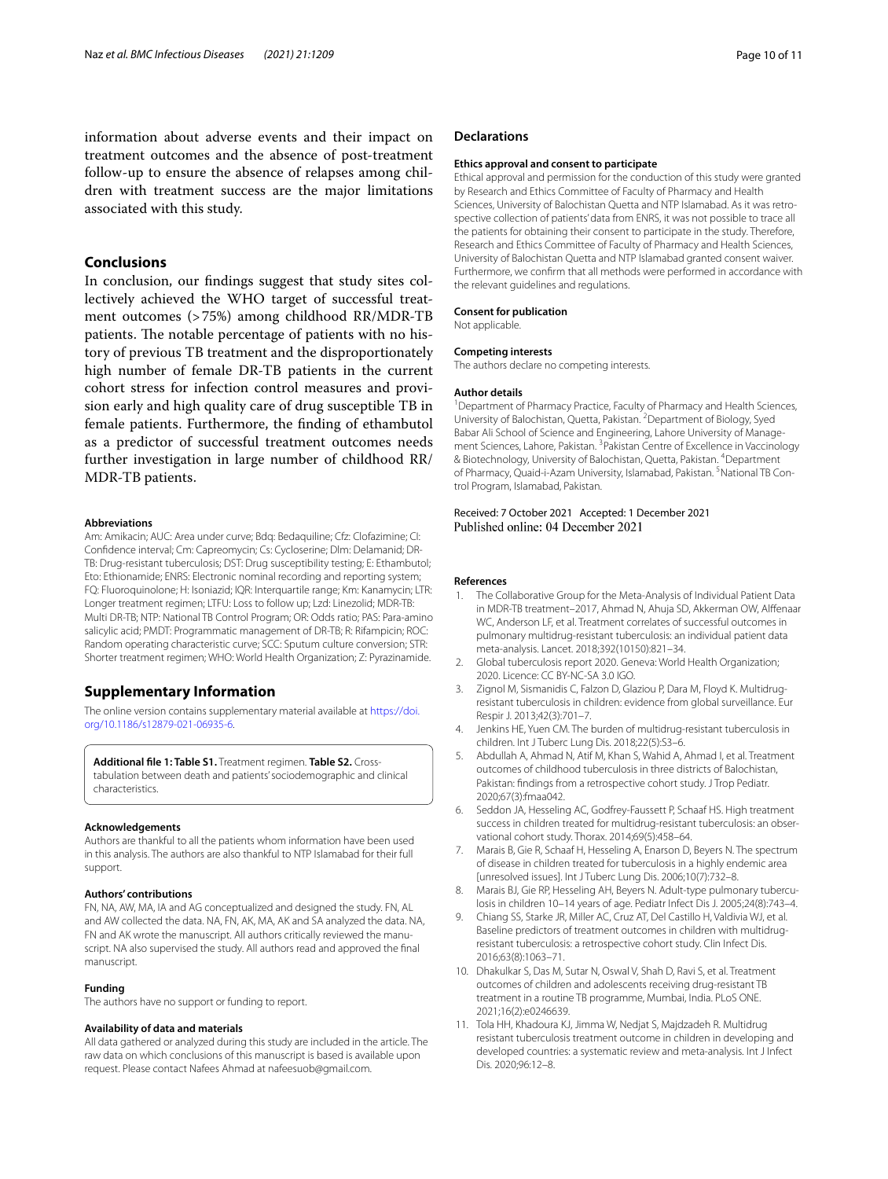information about adverse events and their impact on treatment outcomes and the absence of post-treatment follow-up to ensure the absence of relapses among children with treatment success are the major limitations associated with this study.

## Conclusions

In conclusion, our findings suggest that study sites collectively achieved the WHO target of successful treatment outcomes (>75%) among childhood RR/MDR-TB patients. The notable percentage of patients with no history of previous TB treatment and the disproportionately high number of female DR-TB patients in the current cohort stress for infection control measures and provision early and high quality care of drug susceptible TB in female patients. Furthermore, the finding of ethambutol as a predictor of successful treatment outcomes needs further investigation in large number of childhood RR/MDR-TB patients.

#### Abbreviations

Am: Amikacin; AUC: Area under curve; Bdq: Bedaquiline; Cfz: Clofazimine; CI: Confidence interval; Cm: Capreomycin; Cs: Cycloserine; Dlm: Delamanid; DR-TB: Drug-resistant tuberculosis; DST: Drug susceptibility testing; E: Ethambutol; Eto: Ethionamide; ENRS: Electronic nominal recording and reporting system; FQ: Fluoroquinolone; H: Isoniazid; IQR: Interquartile range; Km: Kanamycin; LTR: Longer treatment regimen; LTFU: Loss to follow up; Lzd: Linezolid; MDR-TB: Multi DR-TB; NTP: National TB Control Program; OR: Odds ratio; PAS: Para-amino salicylic acid; PMDT: Programmatic management of DR-TB; R: Rifampicin; ROC: Random operating characteristic curve; SCC: Sputum culture conversion; STR: Shorter treatment regimen; WHO: World Health Organization; Z: Pyrazinamide.

## Supplementary Information

The online version contains supplementary material available at https://doi.org/10.1186/s12879-021-06935-6.

**Additional file 1: Table S1.** Treatment regimen. **Table S2.** Cross-tabulation between death and patients' sociodemographic and clinical characteristics.

#### Acknowledgements

Authors are thankful to all the patients whom information have been used in this analysis. The authors are also thankful to NTP Islamabad for their full support.

#### Authors' contributions

FN, NA, AW, MA, IA and AG conceptualized and designed the study. FN, AL and AW collected the data. NA, FN, AK, MA, AK and SA analyzed the data. NA, FN and AK wrote the manuscript. All authors critically reviewed the manuscript. NA also supervised the study. All authors read and approved the final manuscript.

#### Funding

The authors have no support or funding to report.

#### Availability of data and materials

All data gathered or analyzed during this study are included in the article. The raw data on which conclusions of this manuscript is based is available upon request. Please contact Nafees Ahmad at nafeesuob@gmail.com.

## Declarations

#### Ethics approval and consent to participate

Ethical approval and permission for the conduction of this study were granted by Research and Ethics Committee of Faculty of Pharmacy and Health Sciences, University of Balochistan Quetta and NTP Islamabad. As it was retrospective collection of patients' data from ENRS, it was not possible to trace all the patients for obtaining their consent to participate in the study. Therefore, Research and Ethics Committee of Faculty of Pharmacy and Health Sciences, University of Balochistan Quetta and NTP Islamabad granted consent waiver. Furthermore, we confirm that all methods were performed in accordance with the relevant guidelines and regulations.

#### Consent for publication

Not applicable.

#### Competing interests

The authors declare no competing interests.

#### Author details

[1]Department of Pharmacy Practice, Faculty of Pharmacy and Health Sciences, University of Balochistan, Quetta, Pakistan. [2]Department of Biology, Syed Babar Ali School of Science and Engineering, Lahore University of Management Sciences, Lahore, Pakistan. [3]Pakistan Centre of Excellence in Vaccinology & Biotechnology, University of Balochistan, Quetta, Pakistan. [4]Department of Pharmacy, Quaid-i-Azam University, Islamabad, Pakistan. [5]National TB Control Program, Islamabad, Pakistan.

Received: 7 October 2021 Accepted: 1 December 2021
Published online: 04 December 2021

#### References

1. The Collaborative Group for the Meta-Analysis of Individual Patient Data in MDR-TB treatment–2017, Ahmad N, Ahuja SD, Akkerman OW, Alffenaar WC, Anderson LF, et al. Treatment correlates of successful outcomes in pulmonary multidrug-resistant tuberculosis: an individual patient data meta-analysis. Lancet. 2018;392(10150):821–34.
2. Global tuberculosis report 2020. Geneva: World Health Organization; 2020. Licence: CC BY-NC-SA 3.0 IGO.
3. Zignol M, Sismanidis C, Falzon D, Glaziou P, Dara M, Floyd K. Multidrug-resistant tuberculosis in children: evidence from global surveillance. Eur Respir J. 2013;42(3):701–7.
4. Jenkins HE, Yuen CM. The burden of multidrug-resistant tuberculosis in children. Int J Tuberc Lung Dis. 2018;22(5):S3–6.
5. Abdullah A, Ahmad N, Atif M, Khan S, Wahid A, Ahmad I, et al. Treatment outcomes of childhood tuberculosis in three districts of Balochistan, Pakistan: findings from a retrospective cohort study. J Trop Pediatr. 2020;67(3):fmaa042.
6. Seddon JA, Hesseling AC, Godfrey-Faussett P, Schaaf HS. High treatment success in children treated for multidrug-resistant tuberculosis: an observational cohort study. Thorax. 2014;69(5):458–64.
7. Marais B, Gie R, Schaaf H, Hesseling A, Enarson D, Beyers N. The spectrum of disease in children treated for tuberculosis in a highly endemic area [unresolved issues]. Int J Tuberc Lung Dis. 2006;10(7):732–8.
8. Marais BJ, Gie RP, Hesseling AH, Beyers N. Adult-type pulmonary tuberculosis in children 10–14 years of age. Pediatr Infect Dis J. 2005;24(8):743–4.
9. Chiang SS, Starke JR, Miller AC, Cruz AT, Del Castillo H, Valdivia WJ, et al. Baseline predictors of treatment outcomes in children with multidrug-resistant tuberculosis: a retrospective cohort study. Clin Infect Dis. 2016;63(8):1063–71.
10. Dhakulkar S, Das M, Sutar N, Oswal V, Shah D, Ravi S, et al. Treatment outcomes of children and adolescents receiving drug-resistant TB treatment in a routine TB programme, Mumbai, India. PLoS ONE. 2021;16(2):e0246639.
11. Tola HH, Khadoura KJ, Jimma W, Nedjat S, Majdzadeh R. Multidrug resistant tuberculosis treatment outcome in children in developing and developed countries: a systematic review and meta-analysis. Int J Infect Dis. 2020;96:12–8.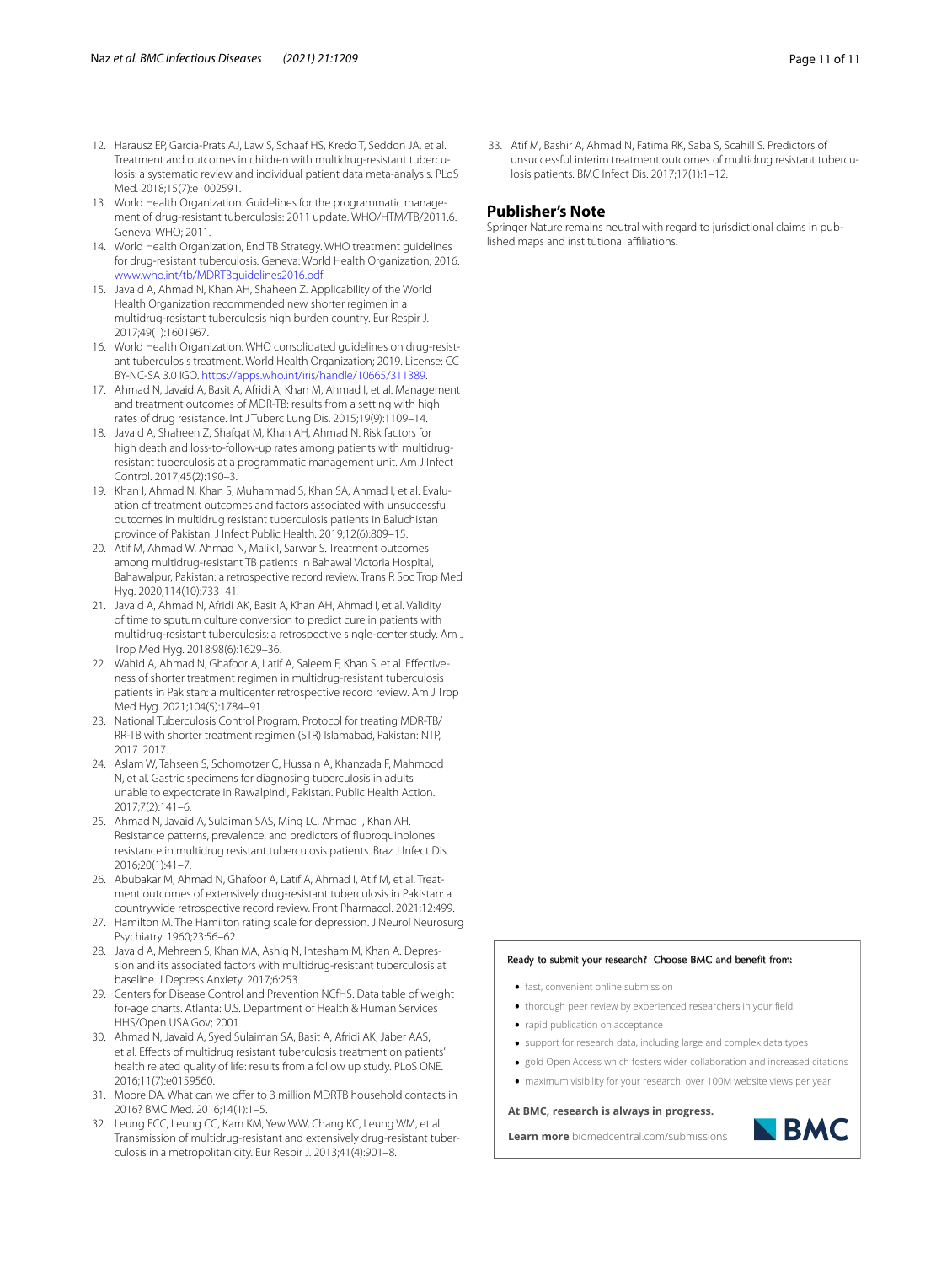12. Harausz EP, Garcia-Prats AJ, Law S, Schaaf HS, Kredo T, Seddon JA, et al. Treatment and outcomes in children with multidrug-resistant tuberculosis: a systematic review and individual patient data meta-analysis. PLoS Med. 2018;15(7):e1002591.
13. World Health Organization. Guidelines for the programmatic management of drug-resistant tuberculosis: 2011 update. WHO/HTM/TB/2011.6. Geneva: WHO; 2011.
14. World Health Organization, End TB Strategy. WHO treatment guidelines for drug-resistant tuberculosis. Geneva: World Health Organization; 2016. www.who.int/tb/MDRTBguidelines2016.pdf.
15. Javaid A, Ahmad N, Khan AH, Shaheen Z. Applicability of the World Health Organization recommended new shorter regimen in a multidrug-resistant tuberculosis high burden country. Eur Respir J. 2017;49(1):1601967.
16. World Health Organization. WHO consolidated guidelines on drug-resistant tuberculosis treatment. World Health Organization; 2019. License: CC BY-NC-SA 3.0 IGO. https://apps.who.int/iris/handle/10665/311389.
17. Ahmad N, Javaid A, Basit A, Afridi A, Khan M, Ahmad I, et al. Management and treatment outcomes of MDR-TB: results from a setting with high rates of drug resistance. Int J Tuberc Lung Dis. 2015;19(9):1109–14.
18. Javaid A, Shaheen Z, Shafqat M, Khan AH, Ahmad N. Risk factors for high death and loss-to-follow-up rates among patients with multidrug-resistant tuberculosis at a programmatic management unit. Am J Infect Control. 2017;45(2):190–3.
19. Khan I, Ahmad N, Khan S, Muhammad S, Khan SA, Ahmad I, et al. Evaluation of treatment outcomes and factors associated with unsuccessful outcomes in multidrug resistant tuberculosis patients in Baluchistan province of Pakistan. J Infect Public Health. 2019;12(6):809–15.
20. Atif M, Ahmad W, Ahmad N, Malik I, Sarwar S. Treatment outcomes among multidrug-resistant TB patients in Bahawal Victoria Hospital, Bahawalpur, Pakistan: a retrospective record review. Trans R Soc Trop Med Hyg. 2020;114(10):733–41.
21. Javaid A, Ahmad N, Afridi AK, Basit A, Khan AH, Ahmad I, et al. Validity of time to sputum culture conversion to predict cure in patients with multidrug-resistant tuberculosis: a retrospective single-center study. Am J Trop Med Hyg. 2018;98(6):1629–36.
22. Wahid A, Ahmad N, Ghafoor A, Latif A, Saleem F, Khan S, et al. Effectiveness of shorter treatment regimen in multidrug-resistant tuberculosis patients in Pakistan: a multicenter retrospective record review. Am J Trop Med Hyg. 2021;104(5):1784–91.
23. National Tuberculosis Control Program. Protocol for treating MDR-TB/RR-TB with shorter treatment regimen (STR) Islamabad, Pakistan: NTP, 2017. 2017.
24. Aslam W, Tahseen S, Schomotzer C, Hussain A, Khanzada F, Mahmood N, et al. Gastric specimens for diagnosing tuberculosis in adults unable to expectorate in Rawalpindi, Pakistan. Public Health Action. 2017;7(2):141–6.
25. Ahmad N, Javaid A, Sulaiman SAS, Ming LC, Ahmad I, Khan AH. Resistance patterns, prevalence, and predictors of fluoroquinolones resistance in multidrug resistant tuberculosis patients. Braz J Infect Dis. 2016;20(1):41–7.
26. Abubakar M, Ahmad N, Ghafoor A, Latif A, Ahmad I, Atif M, et al. Treatment outcomes of extensively drug-resistant tuberculosis in Pakistan: a countrywide retrospective record review. Front Pharmacol. 2021;12:499.
27. Hamilton M. The Hamilton rating scale for depression. J Neurol Neurosurg Psychiatry. 1960;23:56–62.
28. Javaid A, Mehreen S, Khan MA, Ashiq N, Ihtesham M, Khan A. Depression and its associated factors with multidrug-resistant tuberculosis at baseline. J Depress Anxiety. 2017;6:253.
29. Centers for Disease Control and Prevention NCfHS. Data table of weight for-age charts. Atlanta: U.S. Department of Health & Human Services HHS/Open USA.Gov; 2001.
30. Ahmad N, Javaid A, Syed Sulaiman SA, Basit A, Afridi AK, Jaber AAS, et al. Effects of multidrug resistant tuberculosis treatment on patients' health related quality of life: results from a follow up study. PLoS ONE. 2016;11(7):e0159560.
31. Moore DA. What can we offer to 3 million MDRTB household contacts in 2016? BMC Med. 2016;14(1):1–5.
32. Leung ECC, Leung CC, Kam KM, Yew WW, Chang KC, Leung WM, et al. Transmission of multidrug-resistant and extensively drug-resistant tuberculosis in a metropolitan city. Eur Respir J. 2013;41(4):901–8.
33. Atif M, Bashir A, Ahmad N, Fatima RK, Saba S, Scahill S. Predictors of unsuccessful interim treatment outcomes of multidrug resistant tuberculosis patients. BMC Infect Dis. 2017;17(1):1–12.

## Publisher's Note

Springer Nature remains neutral with regard to jurisdictional claims in published maps and institutional affiliations.

Ready to submit your research? Choose BMC and benefit from:

- fast, convenient online submission
- thorough peer review by experienced researchers in your field
- rapid publication on acceptance
- support for research data, including large and complex data types
- gold Open Access which fosters wider collaboration and increased citations
- maximum visibility for your research: over 100M website views per year

**At BMC, research is always in progress.**

**Learn more** biomedcentral.com/submissions

BMC